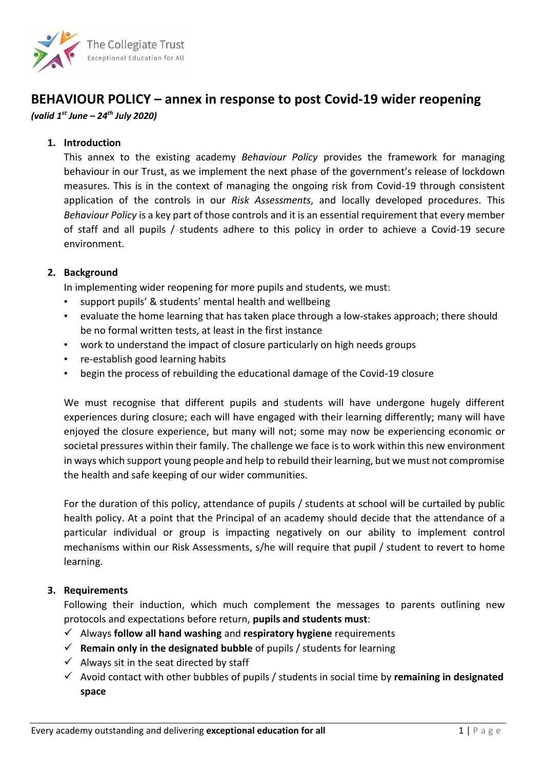The Collegiate Trust
Exceptional Education for All

# BEHAVIOUR POLICY – annex in response to post Covid-19 wider reopening

***(valid 1st June – 24th July 2020)***

## 1. Introduction

This annex to the existing academy *Behaviour Policy* provides the framework for managing behaviour in our Trust, as we implement the next phase of the government's release of lockdown measures. This is in the context of managing the ongoing risk from Covid-19 through consistent application of the controls in our *Risk Assessments*, and locally developed procedures. This *Behaviour Policy* is a key part of those controls and it is an essential requirement that every member of staff and all pupils / students adhere to this policy in order to achieve a Covid-19 secure environment.

## 2. Background

In implementing wider reopening for more pupils and students, we must:

- support pupils' & students' mental health and wellbeing
- evaluate the home learning that has taken place through a low-stakes approach; there should be no formal written tests, at least in the first instance
- work to understand the impact of closure particularly on high needs groups
- re-establish good learning habits
- begin the process of rebuilding the educational damage of the Covid-19 closure

We must recognise that different pupils and students will have undergone hugely different experiences during closure; each will have engaged with their learning differently; many will have enjoyed the closure experience, but many will not; some may now be experiencing economic or societal pressures within their family. The challenge we face is to work within this new environment in ways which support young people and help to rebuild their learning, but we must not compromise the health and safe keeping of our wider communities.

For the duration of this policy, attendance of pupils / students at school will be curtailed by public health policy. At a point that the Principal of an academy should decide that the attendance of a particular individual or group is impacting negatively on our ability to implement control mechanisms within our Risk Assessments, s/he will require that pupil / student to revert to home learning.

## 3. Requirements

Following their induction, which much complement the messages to parents outlining new protocols and expectations before return, **pupils and students must**:

- ✓ Always **follow all hand washing** and **respiratory hygiene** requirements
- ✓ **Remain only in the designated bubble** of pupils / students for learning
- ✓ Always sit in the seat directed by staff
- ✓ Avoid contact with other bubbles of pupils / students in social time by **remaining in designated space**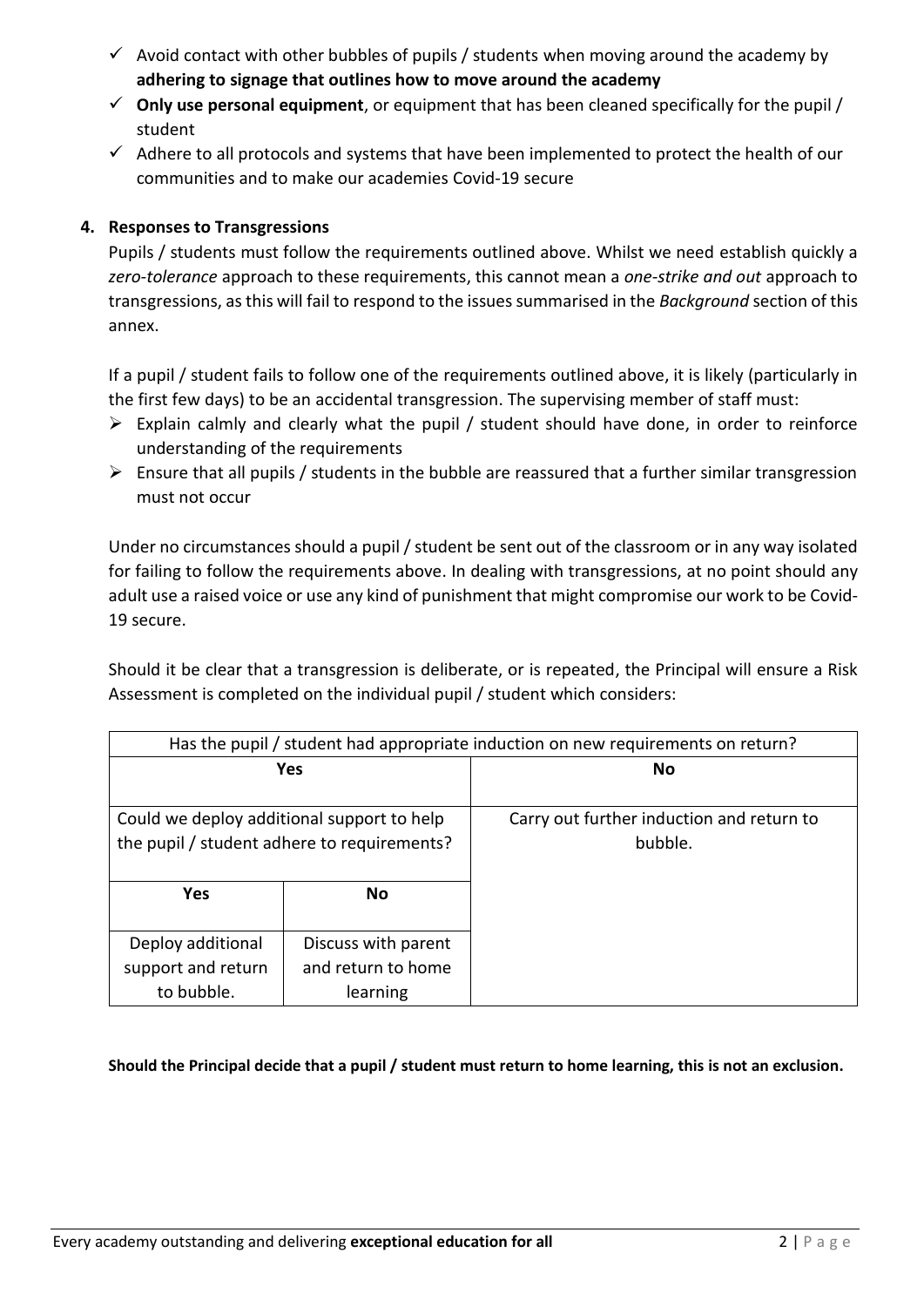- ✓ Avoid contact with other bubbles of pupils / students when moving around the academy by **adhering to signage that outlines how to move around the academy**
- ✓ **Only use personal equipment**, or equipment that has been cleaned specifically for the pupil / student
- ✓ Adhere to all protocols and systems that have been implemented to protect the health of our communities and to make our academies Covid-19 secure

## 4. Responses to Transgressions

Pupils / students must follow the requirements outlined above. Whilst we need establish quickly a *zero-tolerance* approach to these requirements, this cannot mean a *one-strike and out* approach to transgressions, as this will fail to respond to the issues summarised in the *Background* section of this annex.

If a pupil / student fails to follow one of the requirements outlined above, it is likely (particularly in the first few days) to be an accidental transgression. The supervising member of staff must:

- ➢ Explain calmly and clearly what the pupil / student should have done, in order to reinforce understanding of the requirements
- ➢ Ensure that all pupils / students in the bubble are reassured that a further similar transgression must not occur

Under no circumstances should a pupil / student be sent out of the classroom or in any way isolated for failing to follow the requirements above. In dealing with transgressions, at no point should any adult use a raised voice or use any kind of punishment that might compromise our work to be Covid-19 secure.

Should it be clear that a transgression is deliberate, or is repeated, the Principal will ensure a Risk Assessment is completed on the individual pupil / student which considers:

| Has the pupil / student had appropriate induction on new requirements on return? | | |
|---|---|---|
| **Yes** | | **No** |
| Could we deploy additional support to help the pupil / student adhere to requirements? | | Carry out further induction and return to bubble. |
| **Yes** | **No** | |
| Deploy additional support and return to bubble. | Discuss with parent and return to home learning | |

**Should the Principal decide that a pupil / student must return to home learning, this is not an exclusion.**